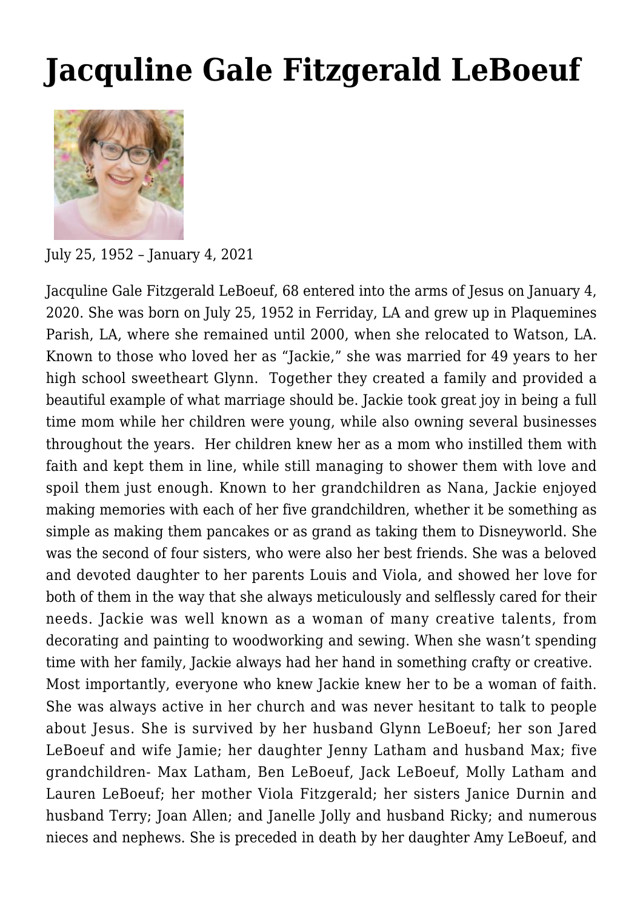# Jacquline Gale Fitzgerald LeBoeuf

July 25, 1952 – January 4, 2021

Jacquline Gale Fitzgerald LeBoeuf, 68 entered into the arms of Jesus on January 4, 2020. She was born on July 25, 1952 in Ferriday, LA and grew up in Plaquemines Parish, LA, where she remained until 2000, when she relocated to Watson, LA. Known to those who loved her as "Jackie," she was married for 49 years to her high school sweetheart Glynn. Together they created a family and provided a beautiful example of what marriage should be. Jackie took great joy in being a full time mom while her children were young, while also owning several businesses throughout the years. Her children knew her as a mom who instilled them with faith and kept them in line, while still managing to shower them with love and spoil them just enough. Known to her grandchildren as Nana, Jackie enjoyed making memories with each of her five grandchildren, whether it be something as simple as making them pancakes or as grand as taking them to Disneyworld. She was the second of four sisters, who were also her best friends. She was a beloved and devoted daughter to her parents Louis and Viola, and showed her love for both of them in the way that she always meticulously and selflessly cared for their needs. Jackie was well known as a woman of many creative talents, from decorating and painting to woodworking and sewing. When she wasn't spending time with her family, Jackie always had her hand in something crafty or creative. Most importantly, everyone who knew Jackie knew her to be a woman of faith. She was always active in her church and was never hesitant to talk to people about Jesus. She is survived by her husband Glynn LeBoeuf; her son Jared LeBoeuf and wife Jamie; her daughter Jenny Latham and husband Max; five grandchildren- Max Latham, Ben LeBoeuf, Jack LeBoeuf, Molly Latham and Lauren LeBoeuf; her mother Viola Fitzgerald; her sisters Janice Durnin and husband Terry; Joan Allen; and Janelle Jolly and husband Ricky; and numerous nieces and nephews. She is preceded in death by her daughter Amy LeBoeuf, and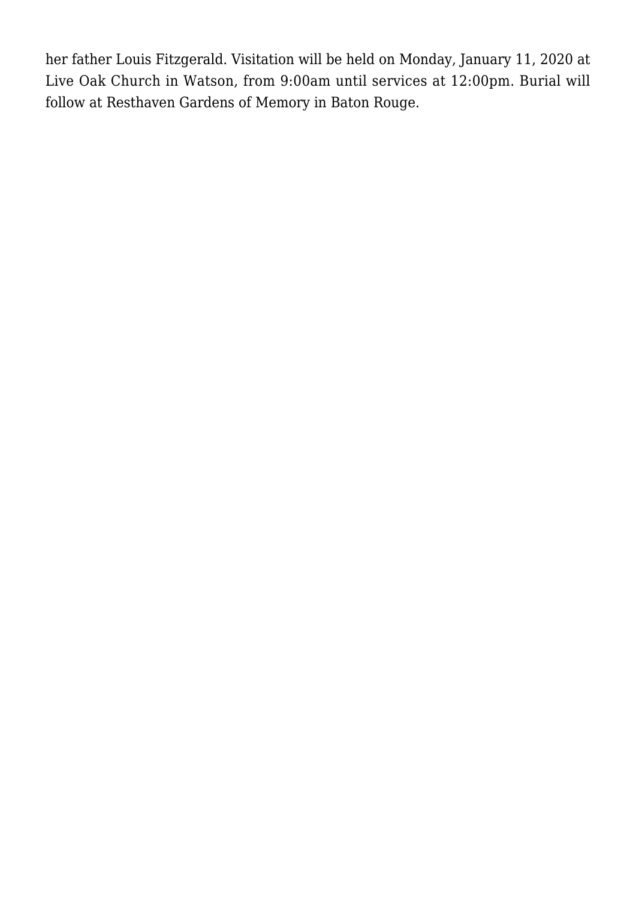her father Louis Fitzgerald. Visitation will be held on Monday, January 11, 2020 at Live Oak Church in Watson, from 9:00am until services at 12:00pm. Burial will follow at Resthaven Gardens of Memory in Baton Rouge.